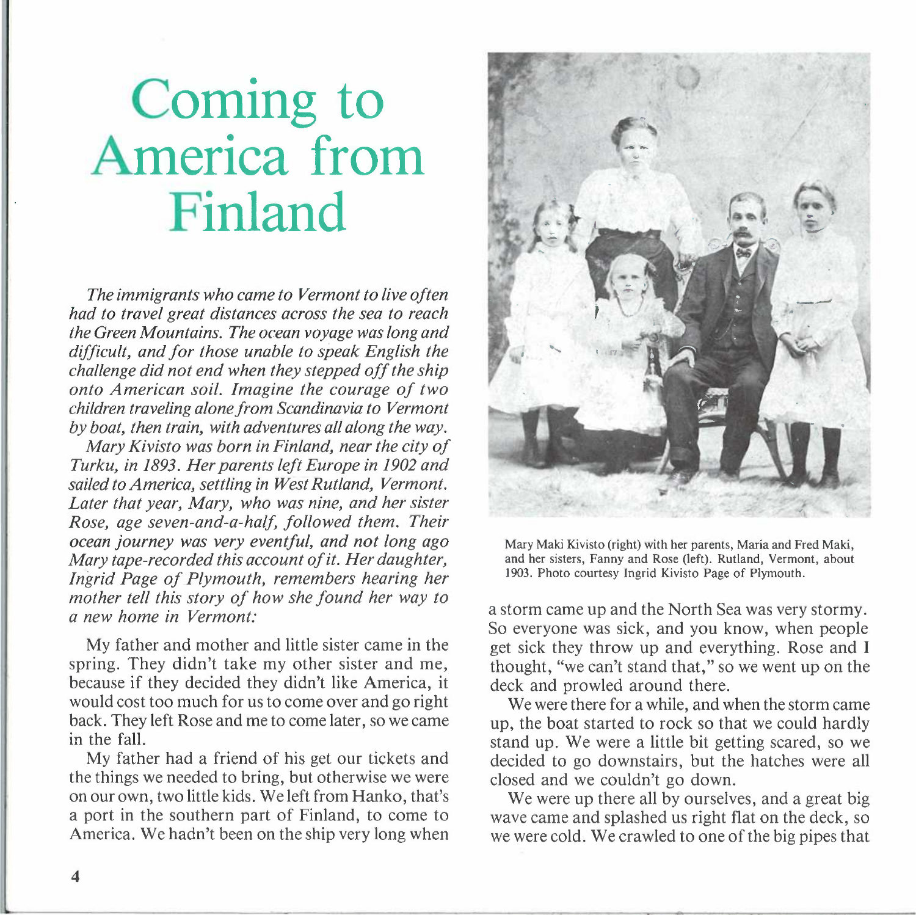# Coming to America from Finland

*The immigrants who came to Vermont to live often had to travel great distances across the sea to reach the Green Mountains. The ocean voyage was long and difficult, and for those unable to speak English the challenge did not end when they stepped off the ship onto American soil. Imagine the courage of two children traveling alone from Scandinavia to Vermont by boat, then train, with adventures all along the way.*

*Mary Kivisto was born in Finland, near the city of Turku, in 1893. Her parents left Europe in 1902 and sailed to America, settling in West Rutland, Vermont. Later that year, Mary, who was nine, and her sister Rose, age seven-and-a-half, followed them. Their ocean journey was very eventful, and not long ago Mary tape-recorded this account of it. Her daughter, Ingrid Page of Plymouth, remembers hearing her mother tell this story of how she found her way to a new home in Vermont:*

My father and mother and little sister came in the spring. They didn't take my other sister and me, because if they decided they didn't like America, it would cost too much for us to come over and go right back. They left Rose and me to come later, so we came in the fall.

My father had a friend of his get our tickets and the things we needed to bring, but otherwise we were on our own, two little kids. We left from Hanko, that's a port in the southern part of Finland, to come to America. We hadn't been on the ship very long when a storm came up and the North Sea was very stormy. So everyone was sick, and you know, when people get sick they throw up and everything. Rose and I thought, "we can't stand that," so we went up on the deck and prowled around there.

Mary Maki Kivisto (right) with her parents, Maria and Fred Maki, and her sisters, Fanny and Rose (left). Rutland, Vermont, about 1903. Photo courtesy Ingrid Kivisto Page of Plymouth.

We were there for a while, and when the storm came up, the boat started to rock so that we could hardly stand up. We were a little bit getting scared, so we decided to go downstairs, but the hatches were all closed and we couldn't go down.

We were up there all by ourselves, and a great big wave came and splashed us right flat on the deck, so we were cold. We crawled to one of the big pipes that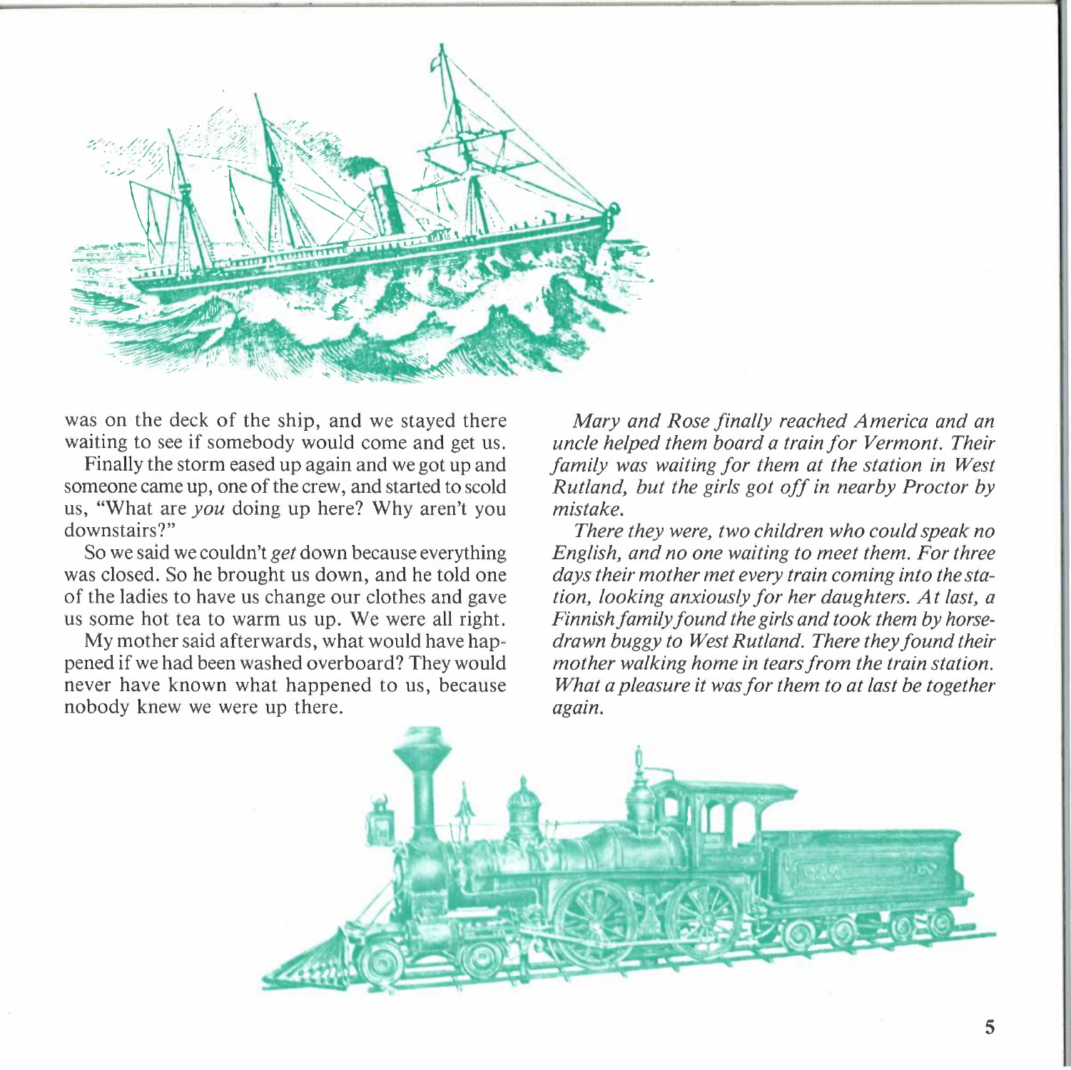was on the deck of the ship, and we stayed there waiting to see if somebody would come and get us.

Finally the storm eased up again and we got up and someone came up, one of the crew, and started to scold us, "What are *you* doing up here? Why aren't you downstairs?"

So we said we couldn't *get* down because everything was closed. So he brought us down, and he told one of the ladies to have us change our clothes and gave us some hot tea to warm us up. We were all right.

My mother said afterwards, what would have happened if we had been washed overboard? They would never have known what happened to us, because nobody knew we were up there.

*Mary and Rose finally reached America and an uncle helped them board a train for Vermont. Their family was waiting for them at the station in West Rutland, but the girls got off in nearby Proctor by mistake.*

*There they were, two children who could speak no English, and no one waiting to meet them. For three days their mother met every train coming into the station, looking anxiously for her daughters. At last, a Finnish family found the girls and took them by horse-drawn buggy to West Rutland. There they found their mother walking home in tears from the train station. What a pleasure it was for them to at last be together again.*